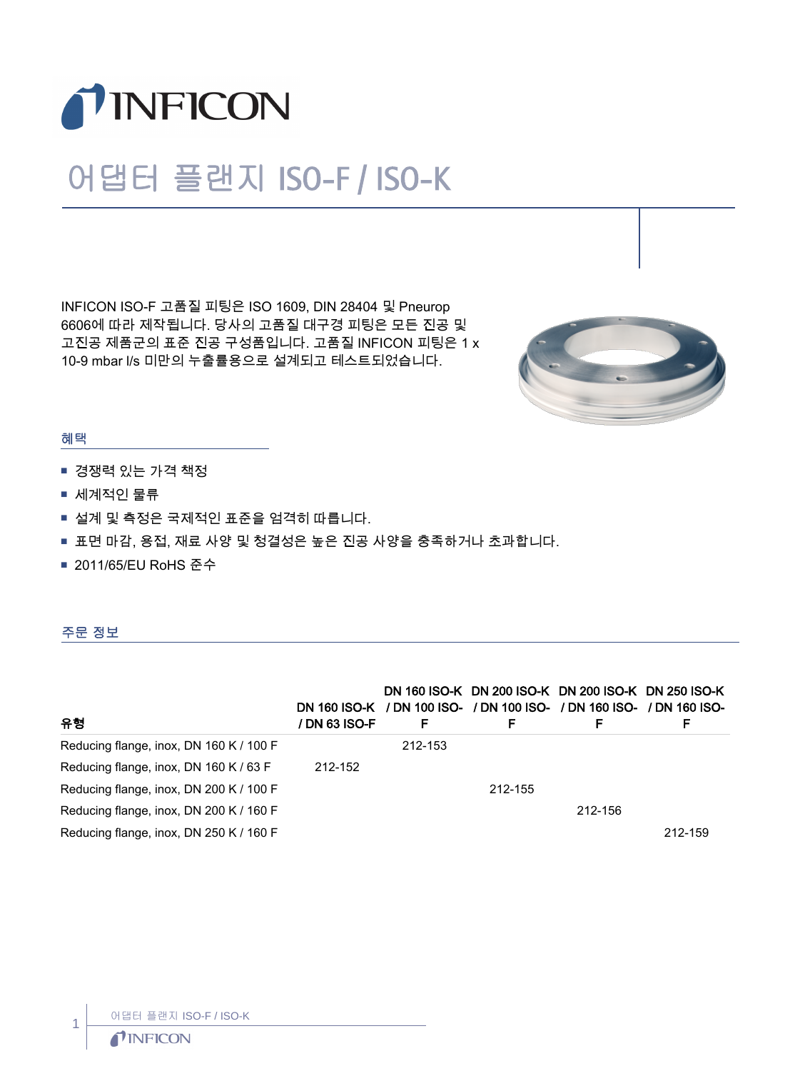# 어댑터 플랜지 ISO-F / ISO-K

INFICON ISO-F 고품질 피팅은 ISO 1609, DIN 28404 및 Pneurop 6606에 따라 제작됩니다. 당사의 고품질 대구경 피팅은 모든 진공 및 고진공 제품군의 표준 진공 구성품입니다. 고품질 INFICON 피팅은 1 x 10-9 mbar l/s 미만의 누출률용으로 설계되고 테스트되었습니다.

## 혜택

- 경쟁력 있는 가격 책정
- 세계적인 물류
- 설계 및 측정은 국제적인 표준을 엄격히 따릅니다.
- 표면 마감, 용접, 재료 사양 및 청결성은 높은 진공 사양을 충족하거나 초과합니다.
- 2011/65/EU RoHS 준수

## 주문 정보

| 유형 | DN 160 ISO-K / DN 63 ISO-F | DN 160 ISO-K / DN 100 ISO-F | DN 200 ISO-K / DN 100 ISO-F | DN 200 ISO-K / DN 160 ISO-F | DN 250 ISO-K / DN 160 ISO-F |
|---|---|---|---|---|---|
| Reducing flange, inox, DN 160 K / 100 F | | 212-153 | | | |
| Reducing flange, inox, DN 160 K / 63 F | 212-152 | | | | |
| Reducing flange, inox, DN 200 K / 100 F | | | 212-155 | | |
| Reducing flange, inox, DN 200 K / 160 F | | | | 212-156 | |
| Reducing flange, inox, DN 250 K / 160 F | | | | | 212-159 |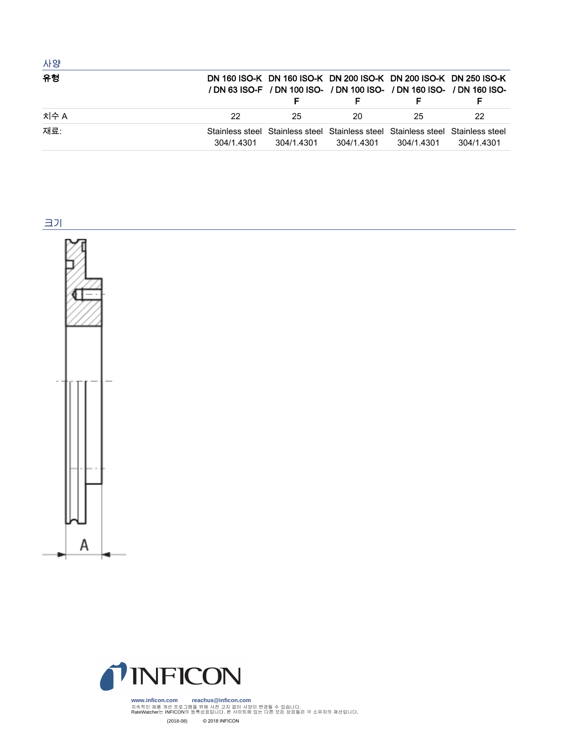## 사양

| 유형 | DN 160 ISO-K / DN 63 ISO-F | DN 160 ISO-K / DN 100 ISO-F | DN 200 ISO-K / DN 100 ISO-F | DN 200 ISO-K / DN 160 ISO-F | DN 250 ISO-K / DN 160 ISO-F |
|---|---|---|---|---|---|
| 치수 A | 22 | 25 | 20 | 25 | 22 |
| 재료: | Stainless steel 304/1.4301 | Stainless steel 304/1.4301 | Stainless steel 304/1.4301 | Stainless steel 304/1.4301 | Stainless steel 304/1.4301 |

## 크기

A

INFICON

www.inficon.com reachus@inficon.com

지속적인 제품 개선 프로그램을 위해 사전 고지 없이 사양이 변경될 수 있습니다.
RateWatcher는 INFICON의 등록상표입니다. 본 사이트에 있는 다른 모든 상표들은 각 소유자의 재산입니다.

(2018-08) © 2018 INFICON